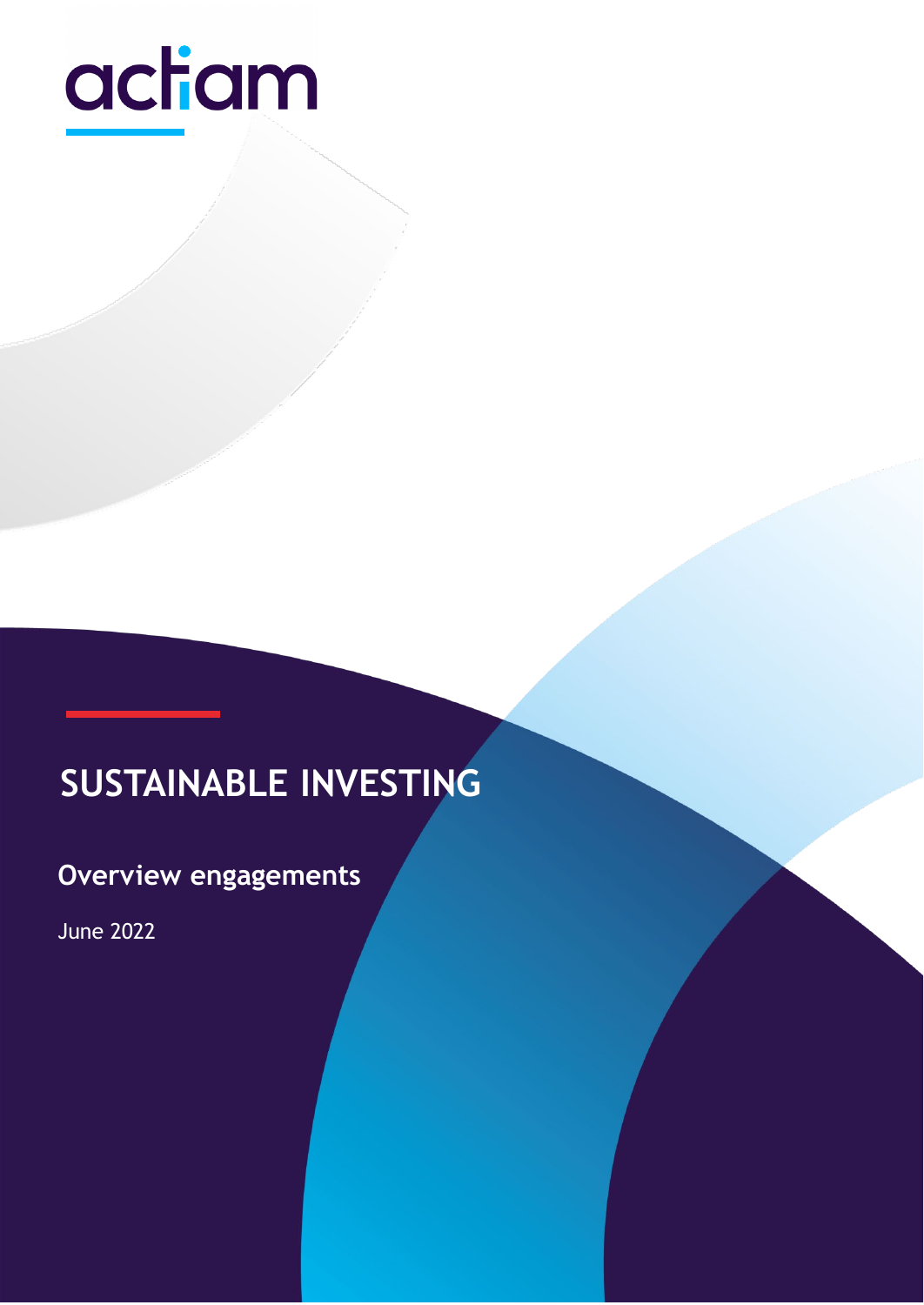actiam

# SUSTAINABLE INVESTING

## Overview engagements

June 2022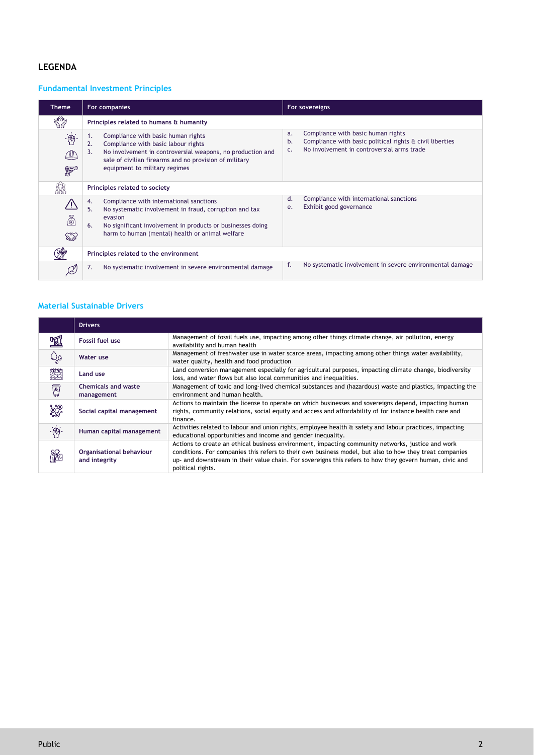## LEGENDA

### Fundamental Investment Principles

| Theme | For companies | For sovereigns |
|---|---|---|
| | **Principles related to humans & humanity** | |
| | 1. Compliance with basic human rights<br>2. Compliance with basic labour rights<br>3. No involvement in controversial weapons, no production and sale of civilian firearms and no provision of military equipment to military regimes | a. Compliance with basic human rights<br>b. Compliance with basic political rights & civil liberties<br>c. No involvement in controversial arms trade |
| | **Principles related to society** | |
| | 4. Compliance with international sanctions<br>5. No systematic involvement in fraud, corruption and tax evasion<br>6. No significant involvement in products or businesses doing harm to human (mental) health or animal welfare | d. Compliance with international sanctions<br>e. Exhibit good governance |
| | **Principles related to the environment** | |
| | 7. No systematic involvement in severe environmental damage | f. No systematic involvement in severe environmental damage |

### Material Sustainable Drivers

| | Drivers | |
|---|---|---|
| | Fossil fuel use | Management of fossil fuels use, impacting among other things climate change, air pollution, energy availability and human health |
| | Water use | Management of freshwater use in water scarce areas, impacting among other things water availability, water quality, health and food production |
| | Land use | Land conversion management especially for agricultural purposes, impacting climate change, biodiversity loss, and water flows but also local communities and inequalities. |
| | Chemicals and waste management | Management of toxic and long-lived chemical substances and (hazardous) waste and plastics, impacting the environment and human health. |
| | Social capital management | Actions to maintain the license to operate on which businesses and sovereigns depend, impacting human rights, community relations, social equity and access and affordability of for instance health care and finance. |
| | Human capital management | Activities related to labour and union rights, employee health & safety and labour practices, impacting educational opportunities and income and gender inequality. |
| | Organisational behaviour and integrity | Actions to create an ethical business environment, impacting community networks, justice and work conditions. For companies this refers to their own business model, but also to how they treat companies up- and downstream in their value chain. For sovereigns this refers to how they govern human, civic and political rights. |

Public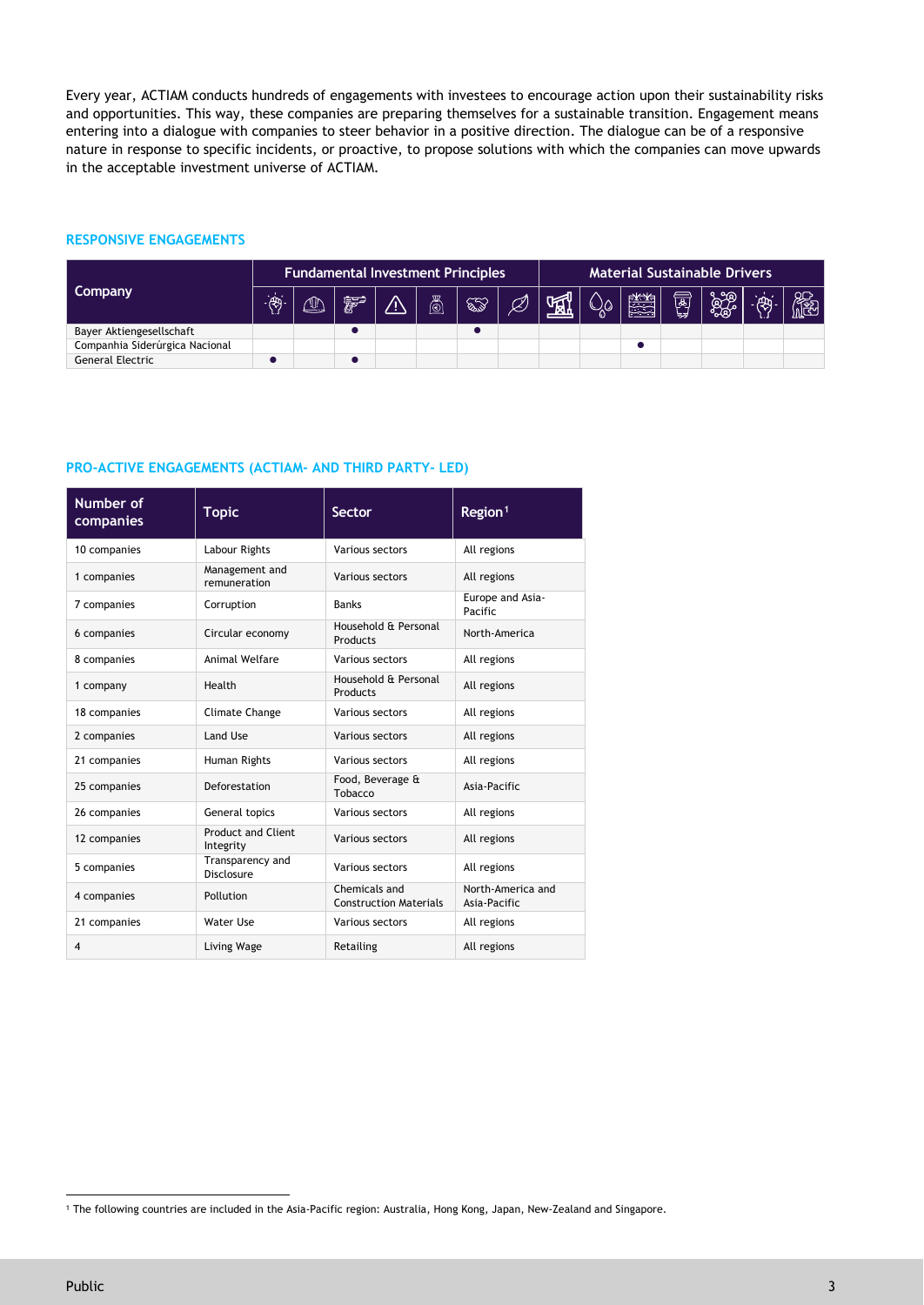Every year, ACTIAM conducts hundreds of engagements with investees to encourage action upon their sustainability risks and opportunities. This way, these companies are preparing themselves for a sustainable transition. Engagement means entering into a dialogue with companies to steer behavior in a positive direction. The dialogue can be of a responsive nature in response to specific incidents, or proactive, to propose solutions with which the companies can move upwards in the acceptable investment universe of ACTIAM.

## RESPONSIVE ENGAGEMENTS

| Company | Fundamental Investment Principles | | | | | | | Material Sustainable Drivers | | | | | | |
|---|---|---|---|---|---|---|---|---|---|---|---|---|---|---|
| | | | | | | | | | | | | | | |
| Bayer Aktiengesellschaft | | | ● | | | ● | | | | | | | | |
| Companhia Siderúrgica Nacional | | | | | | | | | | ● | | | | |
| General Electric | ● | | ● | | | | | | | | | | | |

## PRO-ACTIVE ENGAGEMENTS (ACTIAM- AND THIRD PARTY- LED)

| Number of companies | Topic | Sector | Region[1] |
|---|---|---|---|
| 10 companies | Labour Rights | Various sectors | All regions |
| 1 companies | Management and remuneration | Various sectors | All regions |
| 7 companies | Corruption | Banks | Europe and Asia-Pacific |
| 6 companies | Circular economy | Household & Personal Products | North-America |
| 8 companies | Animal Welfare | Various sectors | All regions |
| 1 company | Health | Household & Personal Products | All regions |
| 18 companies | Climate Change | Various sectors | All regions |
| 2 companies | Land Use | Various sectors | All regions |
| 21 companies | Human Rights | Various sectors | All regions |
| 25 companies | Deforestation | Food, Beverage & Tobacco | Asia-Pacific |
| 26 companies | General topics | Various sectors | All regions |
| 12 companies | Product and Client Integrity | Various sectors | All regions |
| 5 companies | Transparency and Disclosure | Various sectors | All regions |
| 4 companies | Pollution | Chemicals and Construction Materials | North-America and Asia-Pacific |
| 21 companies | Water Use | Various sectors | All regions |
| 4 | Living Wage | Retailing | All regions |

[1] The following countries are included in the Asia-Pacific region: Australia, Hong Kong, Japan, New-Zealand and Singapore.

Public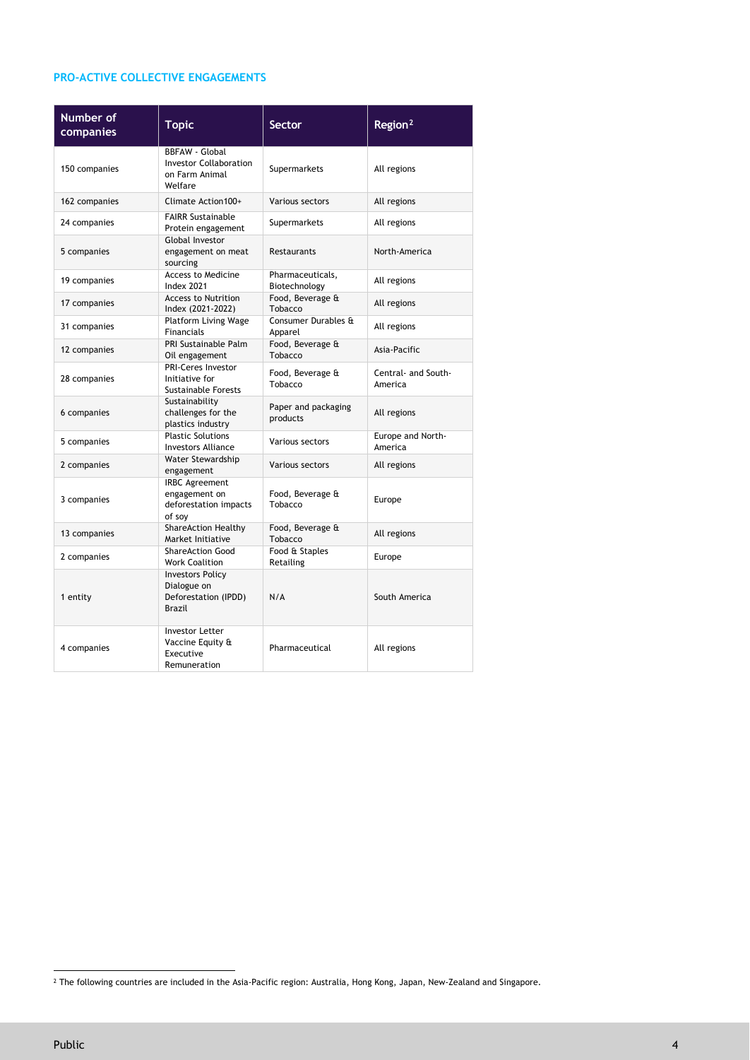### PRO-ACTIVE COLLECTIVE ENGAGEMENTS

| Number of companies | Topic | Sector | Region[2] |
|---|---|---|---|
| 150 companies | BBFAW - Global Investor Collaboration on Farm Animal Welfare | Supermarkets | All regions |
| 162 companies | Climate Action100+ | Various sectors | All regions |
| 24 companies | FAIRR Sustainable Protein engagement | Supermarkets | All regions |
| 5 companies | Global Investor engagement on meat sourcing | Restaurants | North-America |
| 19 companies | Access to Medicine Index 2021 | Pharmaceuticals, Biotechnology | All regions |
| 17 companies | Access to Nutrition Index (2021-2022) | Food, Beverage & Tobacco | All regions |
| 31 companies | Platform Living Wage Financials | Consumer Durables & Apparel | All regions |
| 12 companies | PRI Sustainable Palm Oil engagement | Food, Beverage & Tobacco | Asia-Pacific |
| 28 companies | PRI-Ceres Investor Initiative for Sustainable Forests | Food, Beverage & Tobacco | Central- and South-America |
| 6 companies | Sustainability challenges for the plastics industry | Paper and packaging products | All regions |
| 5 companies | Plastic Solutions Investors Alliance | Various sectors | Europe and North-America |
| 2 companies | Water Stewardship engagement | Various sectors | All regions |
| 3 companies | IRBC Agreement engagement on deforestation impacts of soy | Food, Beverage & Tobacco | Europe |
| 13 companies | ShareAction Healthy Market Initiative | Food, Beverage & Tobacco | All regions |
| 2 companies | ShareAction Good Work Coalition | Food & Staples Retailing | Europe |
| 1 entity | Investors Policy Dialogue on Deforestation (IPDD) Brazil | N/A | South America |
| 4 companies | Investor Letter Vaccine Equity & Executive Remuneration | Pharmaceutical | All regions |

[2] The following countries are included in the Asia-Pacific region: Australia, Hong Kong, Japan, New-Zealand and Singapore.